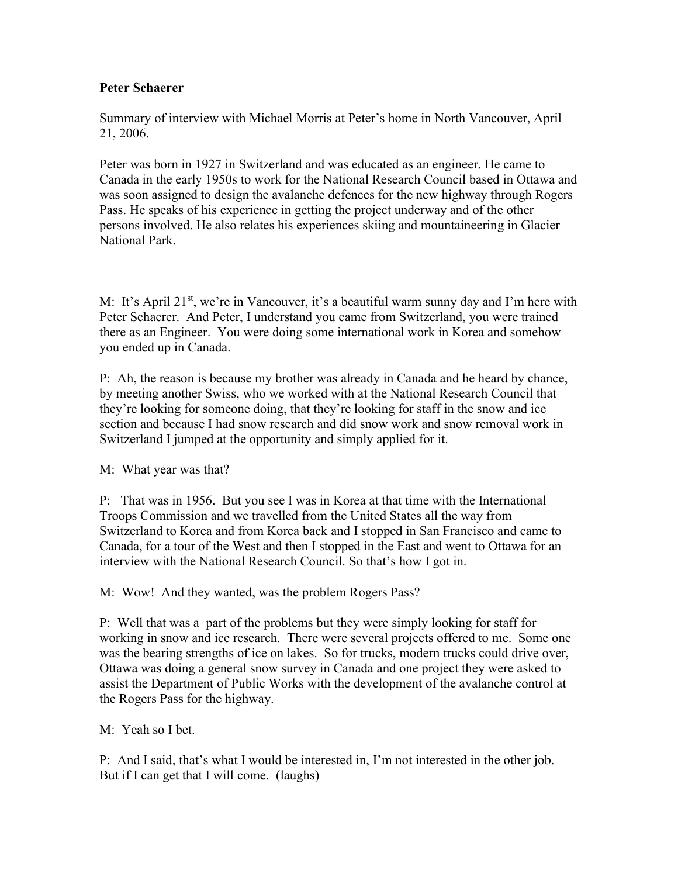**Peter Schaerer**

Summary of interview with Michael Morris at Peter's home in North Vancouver, April 21, 2006.

Peter was born in 1927 in Switzerland and was educated as an engineer. He came to Canada in the early 1950s to work for the National Research Council based in Ottawa and was soon assigned to design the avalanche defences for the new highway through Rogers Pass. He speaks of his experience in getting the project underway and of the other persons involved. He also relates his experiences skiing and mountaineering in Glacier National Park.

M: It's April 21st, we're in Vancouver, it's a beautiful warm sunny day and I'm here with Peter Schaerer. And Peter, I understand you came from Switzerland, you were trained there as an Engineer. You were doing some international work in Korea and somehow you ended up in Canada.

P: Ah, the reason is because my brother was already in Canada and he heard by chance, by meeting another Swiss, who we worked with at the National Research Council that they're looking for someone doing, that they're looking for staff in the snow and ice section and because I had snow research and did snow work and snow removal work in Switzerland I jumped at the opportunity and simply applied for it.

M: What year was that?

P: That was in 1956. But you see I was in Korea at that time with the International Troops Commission and we travelled from the United States all the way from Switzerland to Korea and from Korea back and I stopped in San Francisco and came to Canada, for a tour of the West and then I stopped in the East and went to Ottawa for an interview with the National Research Council. So that's how I got in.

M: Wow! And they wanted, was the problem Rogers Pass?

P: Well that was a part of the problems but they were simply looking for staff for working in snow and ice research. There were several projects offered to me. Some one was the bearing strengths of ice on lakes. So for trucks, modern trucks could drive over, Ottawa was doing a general snow survey in Canada and one project they were asked to assist the Department of Public Works with the development of the avalanche control at the Rogers Pass for the highway.

M: Yeah so I bet.

P: And I said, that's what I would be interested in, I'm not interested in the other job. But if I can get that I will come. (laughs)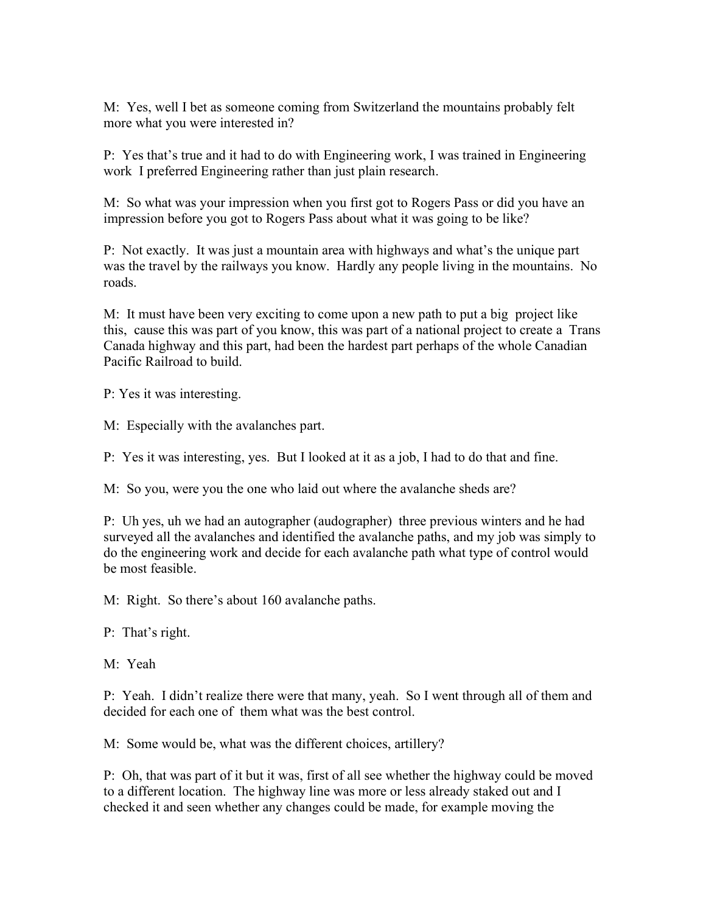M: Yes, well I bet as someone coming from Switzerland the mountains probably felt more what you were interested in?

P: Yes that's true and it had to do with Engineering work, I was trained in Engineering work I preferred Engineering rather than just plain research.

M: So what was your impression when you first got to Rogers Pass or did you have an impression before you got to Rogers Pass about what it was going to be like?

P: Not exactly. It was just a mountain area with highways and what's the unique part was the travel by the railways you know. Hardly any people living in the mountains. No roads.

M: It must have been very exciting to come upon a new path to put a big project like this, cause this was part of you know, this was part of a national project to create a Trans Canada highway and this part, had been the hardest part perhaps of the whole Canadian Pacific Railroad to build.

P: Yes it was interesting.

M: Especially with the avalanches part.

P: Yes it was interesting, yes. But I looked at it as a job, I had to do that and fine.

M: So you, were you the one who laid out where the avalanche sheds are?

P: Uh yes, uh we had an autographer (audographer) three previous winters and he had surveyed all the avalanches and identified the avalanche paths, and my job was simply to do the engineering work and decide for each avalanche path what type of control would be most feasible.

M: Right. So there's about 160 avalanche paths.

P: That's right.

M: Yeah

P: Yeah. I didn't realize there were that many, yeah. So I went through all of them and decided for each one of them what was the best control.

M: Some would be, what was the different choices, artillery?

P: Oh, that was part of it but it was, first of all see whether the highway could be moved to a different location. The highway line was more or less already staked out and I checked it and seen whether any changes could be made, for example moving the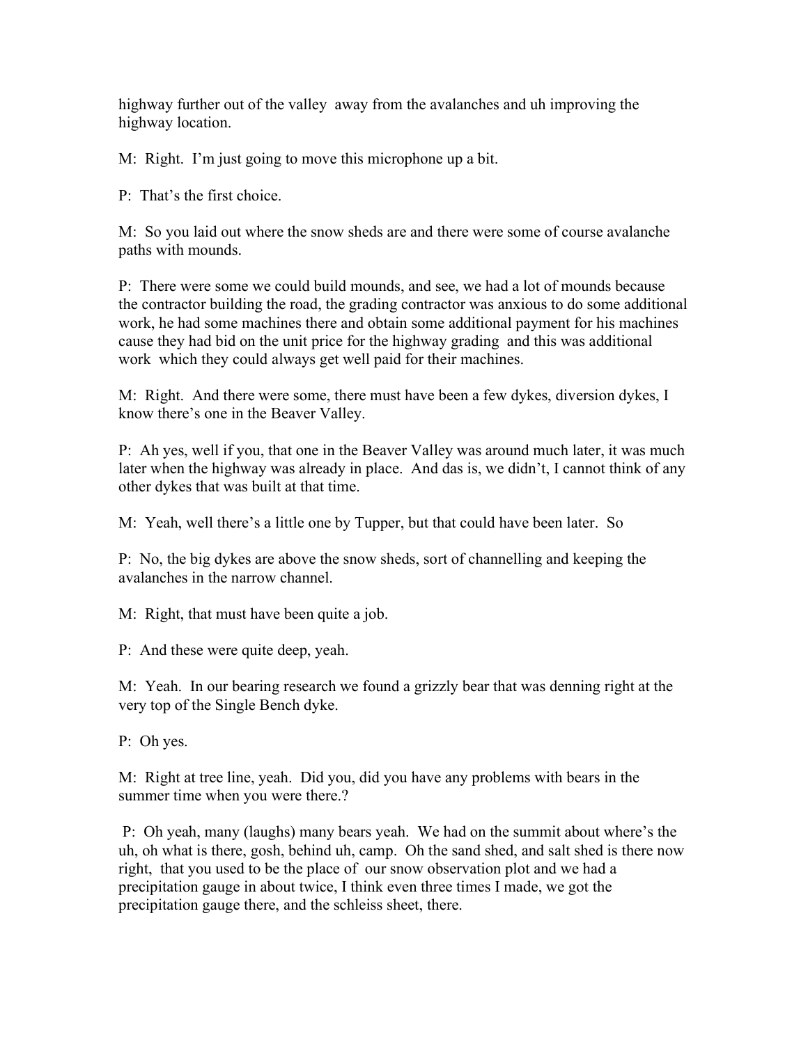highway further out of the valley away from the avalanches and uh improving the highway location.

M: Right. I'm just going to move this microphone up a bit.

P: That's the first choice.

M: So you laid out where the snow sheds are and there were some of course avalanche paths with mounds.

P: There were some we could build mounds, and see, we had a lot of mounds because the contractor building the road, the grading contractor was anxious to do some additional work, he had some machines there and obtain some additional payment for his machines cause they had bid on the unit price for the highway grading and this was additional work which they could always get well paid for their machines.

M: Right. And there were some, there must have been a few dykes, diversion dykes, I know there's one in the Beaver Valley.

P: Ah yes, well if you, that one in the Beaver Valley was around much later, it was much later when the highway was already in place. And das is, we didn't, I cannot think of any other dykes that was built at that time.

M: Yeah, well there's a little one by Tupper, but that could have been later. So

P: No, the big dykes are above the snow sheds, sort of channelling and keeping the avalanches in the narrow channel.

M: Right, that must have been quite a job.

P: And these were quite deep, yeah.

M: Yeah. In our bearing research we found a grizzly bear that was denning right at the very top of the Single Bench dyke.

P: Oh yes.

M: Right at tree line, yeah. Did you, did you have any problems with bears in the summer time when you were there.?

P: Oh yeah, many (laughs) many bears yeah. We had on the summit about where's the uh, oh what is there, gosh, behind uh, camp. Oh the sand shed, and salt shed is there now right, that you used to be the place of our snow observation plot and we had a precipitation gauge in about twice, I think even three times I made, we got the precipitation gauge there, and the schleiss sheet, there.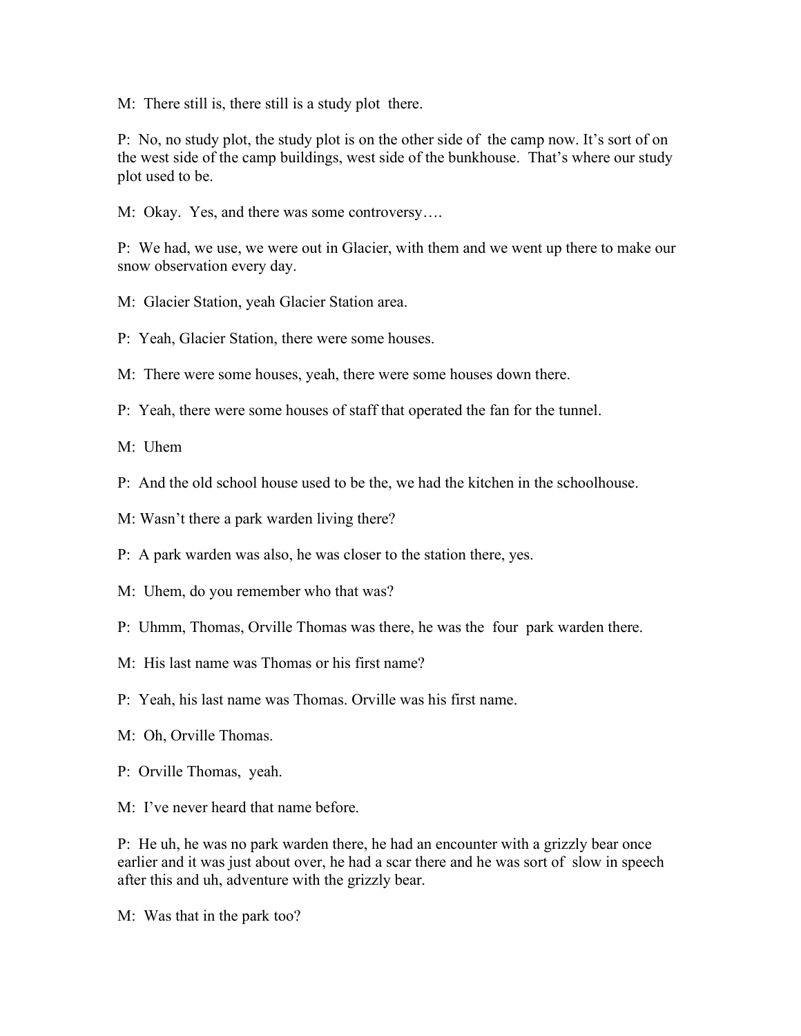M: There still is, there still is a study plot there.

P: No, no study plot, the study plot is on the other side of the camp now. It's sort of on the west side of the camp buildings, west side of the bunkhouse. That's where our study plot used to be.

M: Okay. Yes, and there was some controversy….

P: We had, we use, we were out in Glacier, with them and we went up there to make our snow observation every day.

M: Glacier Station, yeah Glacier Station area.

P: Yeah, Glacier Station, there were some houses.

M: There were some houses, yeah, there were some houses down there.

P: Yeah, there were some houses of staff that operated the fan for the tunnel.

M: Uhem

P: And the old school house used to be the, we had the kitchen in the schoolhouse.

M: Wasn't there a park warden living there?

P: A park warden was also, he was closer to the station there, yes.

M: Uhem, do you remember who that was?

P: Uhmm, Thomas, Orville Thomas was there, he was the four park warden there.

M: His last name was Thomas or his first name?

P: Yeah, his last name was Thomas. Orville was his first name.

M: Oh, Orville Thomas.

P: Orville Thomas, yeah.

M: I've never heard that name before.

P: He uh, he was no park warden there, he had an encounter with a grizzly bear once earlier and it was just about over, he had a scar there and he was sort of slow in speech after this and uh, adventure with the grizzly bear.

M: Was that in the park too?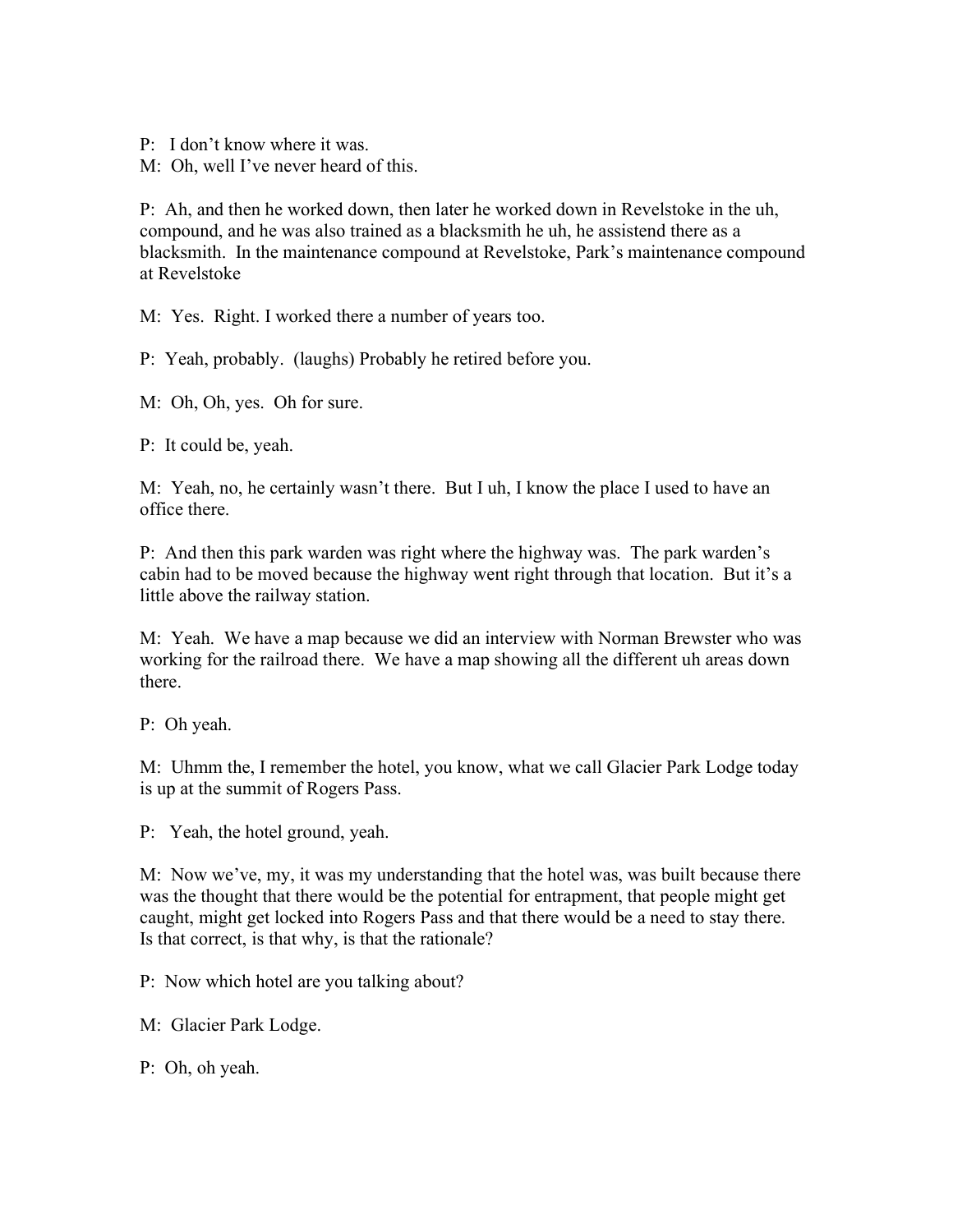P: I don't know where it was.
M: Oh, well I've never heard of this.

P: Ah, and then he worked down, then later he worked down in Revelstoke in the uh, compound, and he was also trained as a blacksmith he uh, he assistend there as a blacksmith. In the maintenance compound at Revelstoke, Park's maintenance compound at Revelstoke

M: Yes. Right. I worked there a number of years too.

P: Yeah, probably. (laughs) Probably he retired before you.

M: Oh, Oh, yes. Oh for sure.

P: It could be, yeah.

M: Yeah, no, he certainly wasn't there. But I uh, I know the place I used to have an office there.

P: And then this park warden was right where the highway was. The park warden's cabin had to be moved because the highway went right through that location. But it's a little above the railway station.

M: Yeah. We have a map because we did an interview with Norman Brewster who was working for the railroad there. We have a map showing all the different uh areas down there.

P: Oh yeah.

M: Uhmm the, I remember the hotel, you know, what we call Glacier Park Lodge today is up at the summit of Rogers Pass.

P: Yeah, the hotel ground, yeah.

M: Now we've, my, it was my understanding that the hotel was, was built because there was the thought that there would be the potential for entrapment, that people might get caught, might get locked into Rogers Pass and that there would be a need to stay there. Is that correct, is that why, is that the rationale?

P: Now which hotel are you talking about?

M: Glacier Park Lodge.

P: Oh, oh yeah.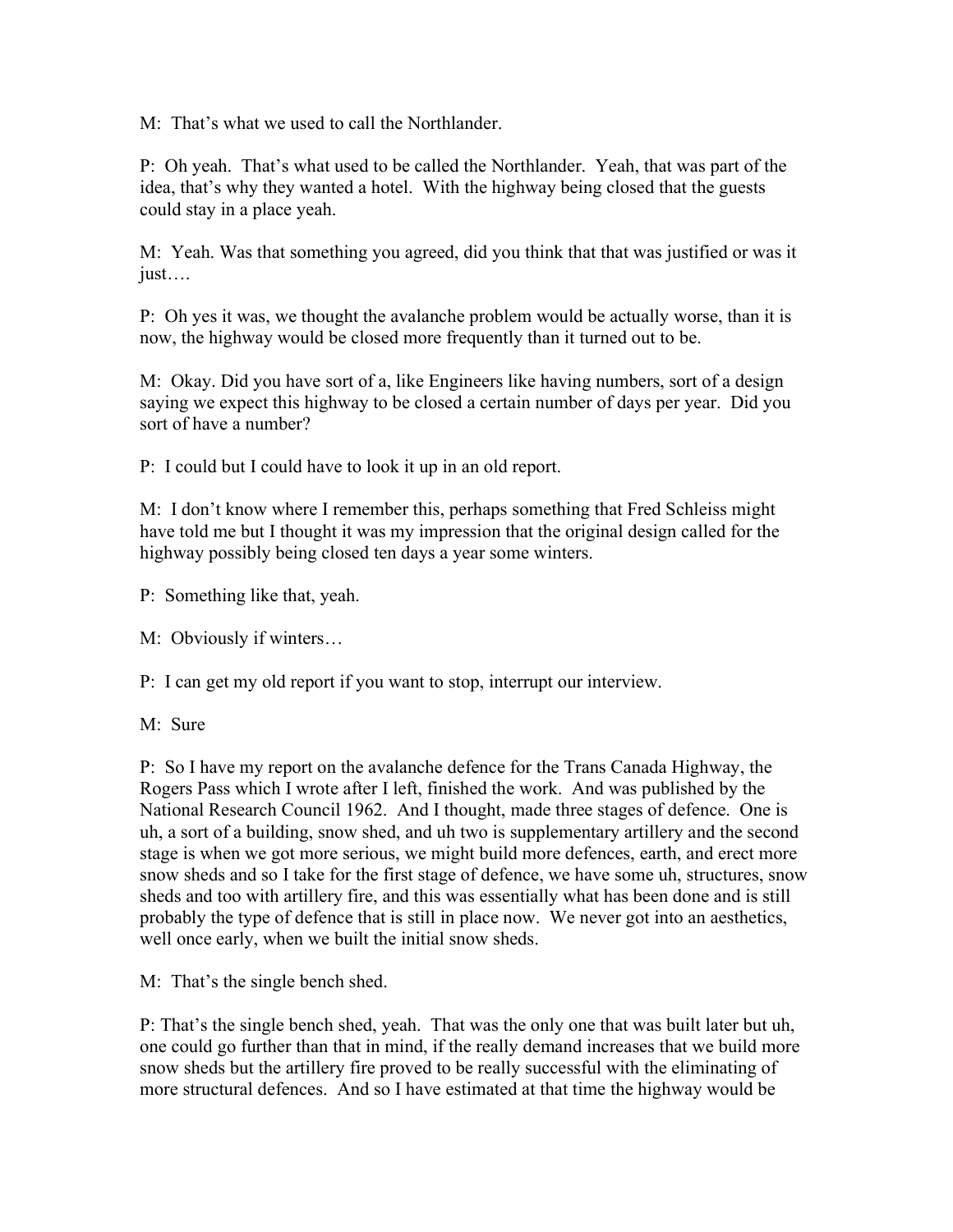M: That's what we used to call the Northlander.

P: Oh yeah. That's what used to be called the Northlander. Yeah, that was part of the idea, that's why they wanted a hotel. With the highway being closed that the guests could stay in a place yeah.

M: Yeah. Was that something you agreed, did you think that that was justified or was it just….

P: Oh yes it was, we thought the avalanche problem would be actually worse, than it is now, the highway would be closed more frequently than it turned out to be.

M: Okay. Did you have sort of a, like Engineers like having numbers, sort of a design saying we expect this highway to be closed a certain number of days per year. Did you sort of have a number?

P: I could but I could have to look it up in an old report.

M: I don't know where I remember this, perhaps something that Fred Schleiss might have told me but I thought it was my impression that the original design called for the highway possibly being closed ten days a year some winters.

P: Something like that, yeah.

M: Obviously if winters…

P: I can get my old report if you want to stop, interrupt our interview.

M: Sure

P: So I have my report on the avalanche defence for the Trans Canada Highway, the Rogers Pass which I wrote after I left, finished the work. And was published by the National Research Council 1962. And I thought, made three stages of defence. One is uh, a sort of a building, snow shed, and uh two is supplementary artillery and the second stage is when we got more serious, we might build more defences, earth, and erect more snow sheds and so I take for the first stage of defence, we have some uh, structures, snow sheds and too with artillery fire, and this was essentially what has been done and is still probably the type of defence that is still in place now. We never got into an aesthetics, well once early, when we built the initial snow sheds.

M: That's the single bench shed.

P: That's the single bench shed, yeah. That was the only one that was built later but uh, one could go further than that in mind, if the really demand increases that we build more snow sheds but the artillery fire proved to be really successful with the eliminating of more structural defences. And so I have estimated at that time the highway would be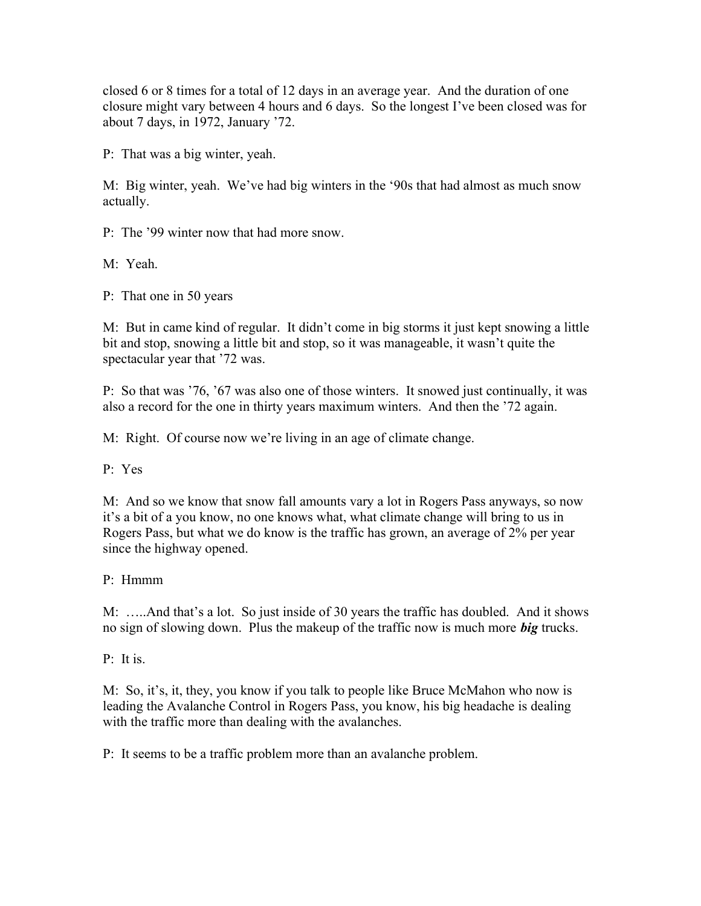closed 6 or 8 times for a total of 12 days in an average year. And the duration of one closure might vary between 4 hours and 6 days. So the longest I've been closed was for about 7 days, in 1972, January '72.

P: That was a big winter, yeah.

M: Big winter, yeah. We've had big winters in the '90s that had almost as much snow actually.

P: The '99 winter now that had more snow.

M: Yeah.

P: That one in 50 years

M: But in came kind of regular. It didn't come in big storms it just kept snowing a little bit and stop, snowing a little bit and stop, so it was manageable, it wasn't quite the spectacular year that '72 was.

P: So that was '76, '67 was also one of those winters. It snowed just continually, it was also a record for the one in thirty years maximum winters. And then the '72 again.

M: Right. Of course now we're living in an age of climate change.

P: Yes

M: And so we know that snow fall amounts vary a lot in Rogers Pass anyways, so now it's a bit of a you know, no one knows what, what climate change will bring to us in Rogers Pass, but what we do know is the traffic has grown, an average of 2% per year since the highway opened.

P: Hmmm

M: …..And that's a lot. So just inside of 30 years the traffic has doubled. And it shows no sign of slowing down. Plus the makeup of the traffic now is much more ***big*** trucks.

P: It is.

M: So, it's, it, they, you know if you talk to people like Bruce McMahon who now is leading the Avalanche Control in Rogers Pass, you know, his big headache is dealing with the traffic more than dealing with the avalanches.

P: It seems to be a traffic problem more than an avalanche problem.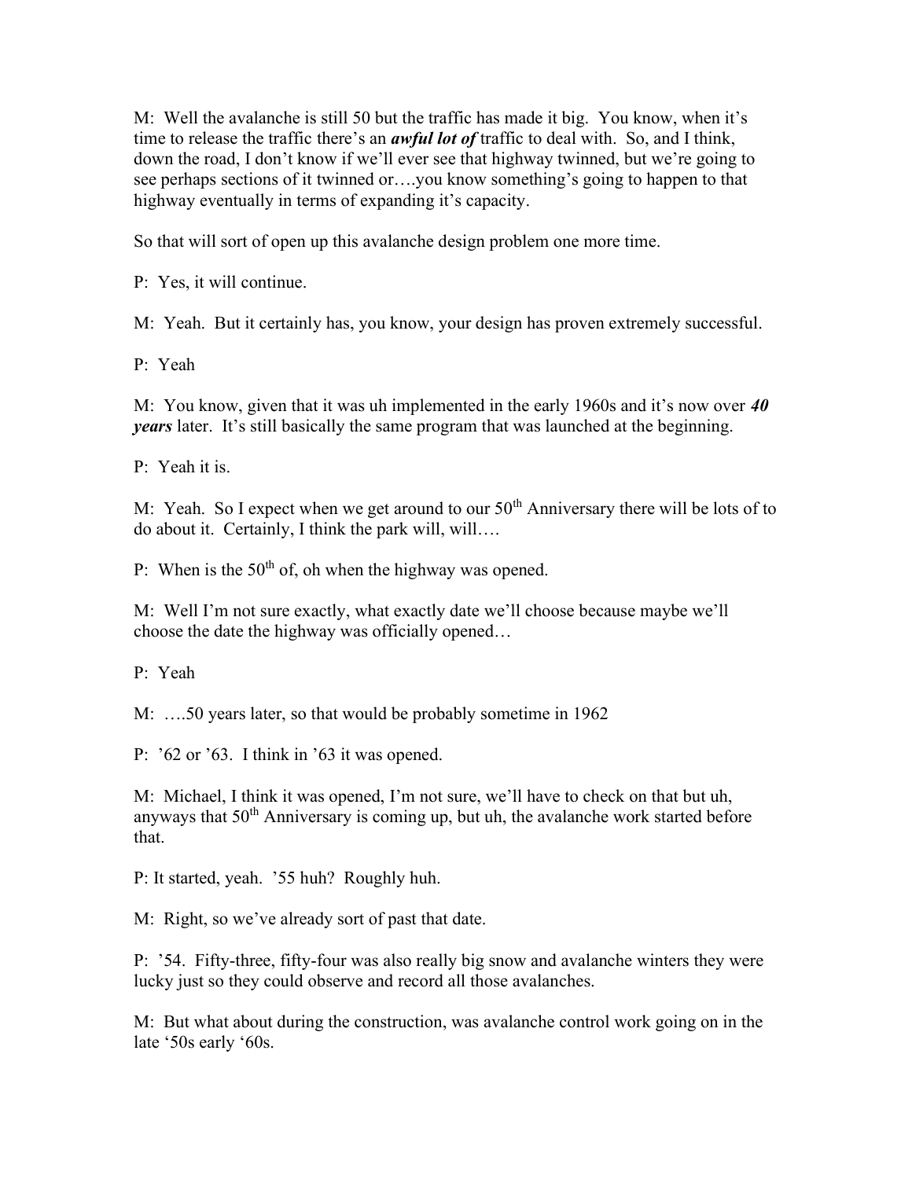M: Well the avalanche is still 50 but the traffic has made it big. You know, when it's time to release the traffic there's an ***awful lot of*** traffic to deal with. So, and I think, down the road, I don't know if we'll ever see that highway twinned, but we're going to see perhaps sections of it twinned or….you know something's going to happen to that highway eventually in terms of expanding it's capacity.

So that will sort of open up this avalanche design problem one more time.

P: Yes, it will continue.

M: Yeah. But it certainly has, you know, your design has proven extremely successful.

P: Yeah

M: You know, given that it was uh implemented in the early 1960s and it's now over ***40 years*** later. It's still basically the same program that was launched at the beginning.

P: Yeah it is.

M: Yeah. So I expect when we get around to our 50th Anniversary there will be lots of to do about it. Certainly, I think the park will, will….

P: When is the 50th of, oh when the highway was opened.

M: Well I'm not sure exactly, what exactly date we'll choose because maybe we'll choose the date the highway was officially opened…

P: Yeah

M: ….50 years later, so that would be probably sometime in 1962

P: '62 or '63. I think in '63 it was opened.

M: Michael, I think it was opened, I'm not sure, we'll have to check on that but uh, anyways that 50th Anniversary is coming up, but uh, the avalanche work started before that.

P: It started, yeah. '55 huh? Roughly huh.

M: Right, so we've already sort of past that date.

P: '54. Fifty-three, fifty-four was also really big snow and avalanche winters they were lucky just so they could observe and record all those avalanches.

M: But what about during the construction, was avalanche control work going on in the late '50s early '60s.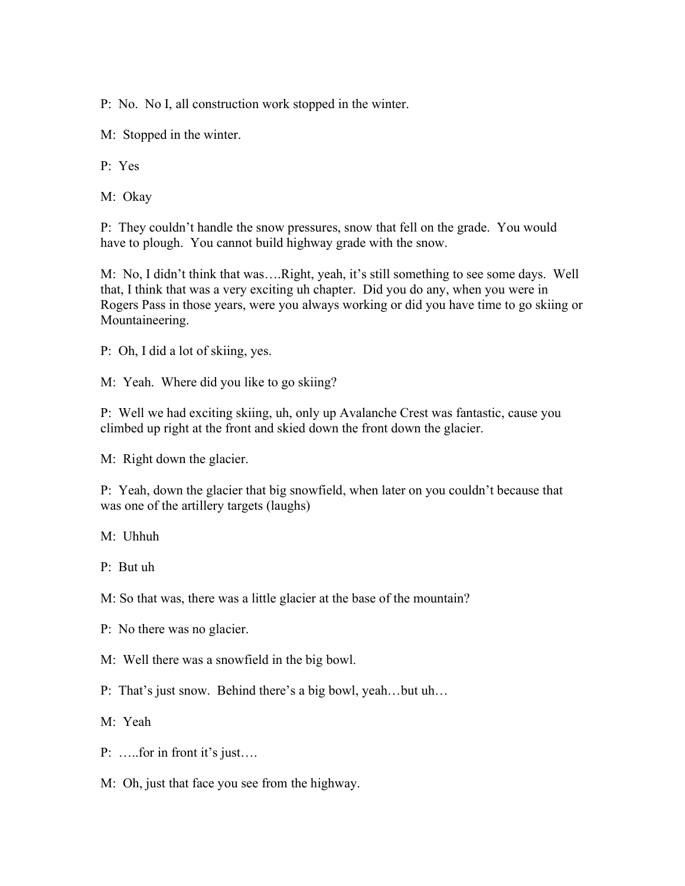P:  No.  No I, all construction work stopped in the winter.

M:  Stopped in the winter.

P:  Yes

M:  Okay

P:  They couldn't handle the snow pressures, snow that fell on the grade.  You would have to plough.  You cannot build highway grade with the snow.

M:  No, I didn't think that was….Right, yeah, it's still something to see some days.  Well that, I think that was a very exciting uh chapter.  Did you do any, when you were in Rogers Pass in those years, were you always working or did you have time to go skiing or Mountaineering.

P:  Oh, I did a lot of skiing, yes.

M:  Yeah.  Where did you like to go skiing?

P:  Well we had exciting skiing, uh, only up Avalanche Crest was fantastic, cause you climbed up right at the front and skied down the front down the glacier.

M:  Right down the glacier.

P:  Yeah, down the glacier that big snowfield, when later on you couldn't because that was one of the artillery targets (laughs)

M:  Uhhuh

P:  But uh

M: So that was, there was a little glacier at the base of the mountain?

P:  No there was no glacier.

M:  Well there was a snowfield in the big bowl.

P:  That's just snow.  Behind there's a big bowl, yeah…but uh…

M:  Yeah

P:  …..for in front it's just….

M:  Oh, just that face you see from the highway.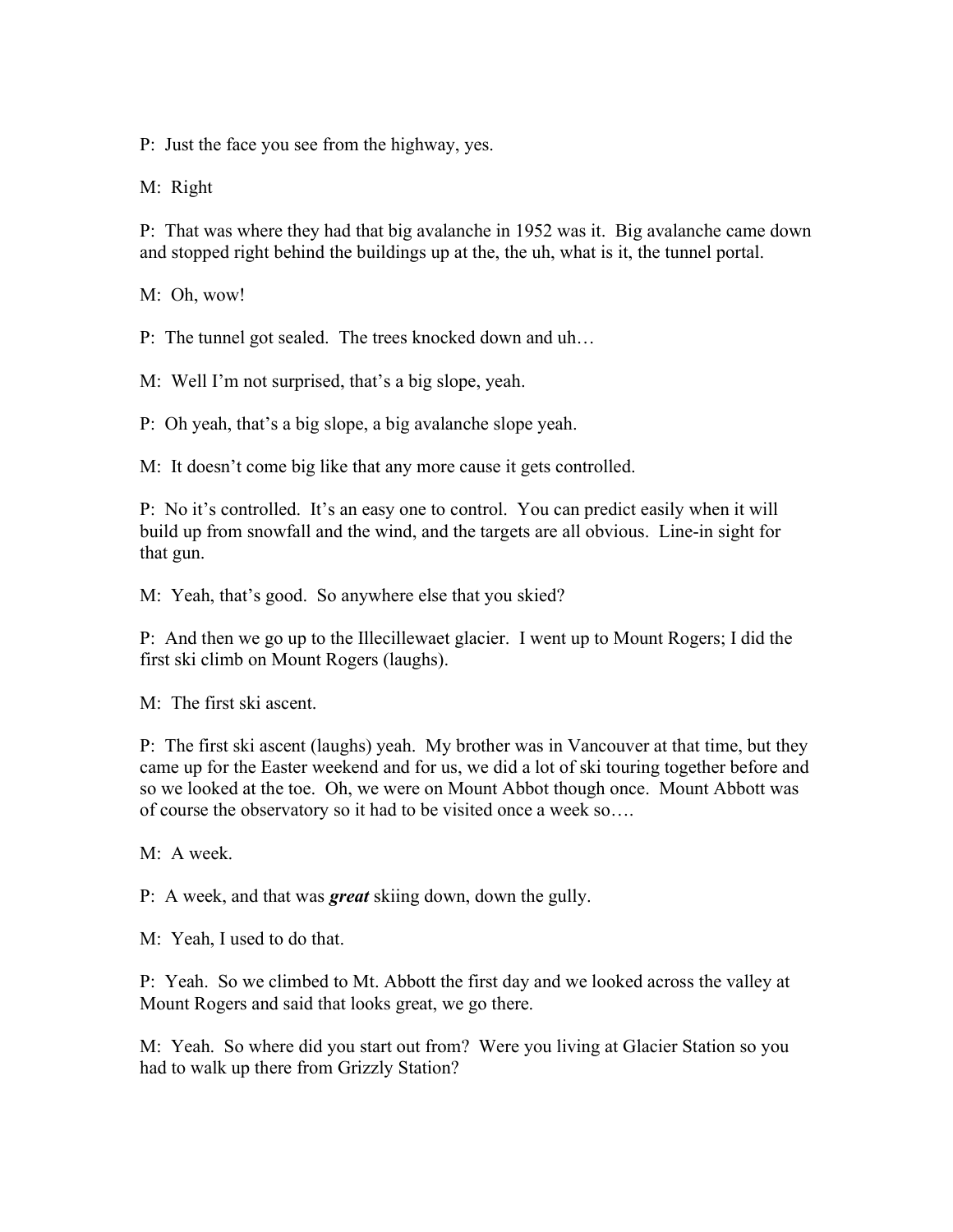P: Just the face you see from the highway, yes.

M: Right

P: That was where they had that big avalanche in 1952 was it. Big avalanche came down and stopped right behind the buildings up at the, the uh, what is it, the tunnel portal.

M: Oh, wow!

P: The tunnel got sealed. The trees knocked down and uh…

M: Well I'm not surprised, that's a big slope, yeah.

P: Oh yeah, that's a big slope, a big avalanche slope yeah.

M: It doesn't come big like that any more cause it gets controlled.

P: No it's controlled. It's an easy one to control. You can predict easily when it will build up from snowfall and the wind, and the targets are all obvious. Line-in sight for that gun.

M: Yeah, that's good. So anywhere else that you skied?

P: And then we go up to the Illecillewaet glacier. I went up to Mount Rogers; I did the first ski climb on Mount Rogers (laughs).

M: The first ski ascent.

P: The first ski ascent (laughs) yeah. My brother was in Vancouver at that time, but they came up for the Easter weekend and for us, we did a lot of ski touring together before and so we looked at the toe. Oh, we were on Mount Abbot though once. Mount Abbott was of course the observatory so it had to be visited once a week so….

M: A week.

P: A week, and that was ***great*** skiing down, down the gully.

M: Yeah, I used to do that.

P: Yeah. So we climbed to Mt. Abbott the first day and we looked across the valley at Mount Rogers and said that looks great, we go there.

M: Yeah. So where did you start out from? Were you living at Glacier Station so you had to walk up there from Grizzly Station?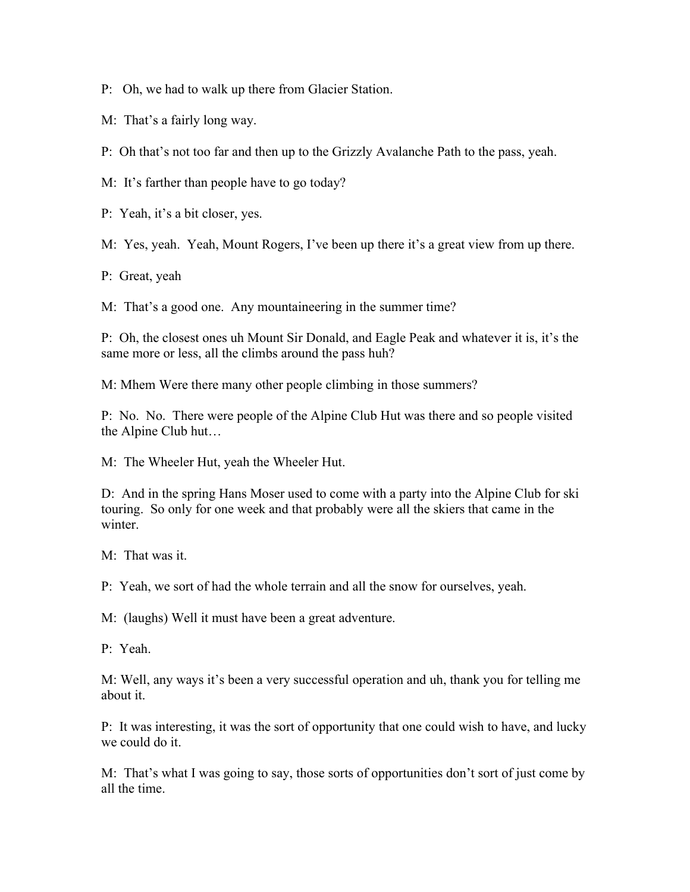P:  Oh, we had to walk up there from Glacier Station.

M:  That's a fairly long way.

P:  Oh that's not too far and then up to the Grizzly Avalanche Path to the pass, yeah.

M:  It's farther than people have to go today?

P:  Yeah, it's a bit closer, yes.

M:  Yes, yeah.  Yeah, Mount Rogers, I've been up there it's a great view from up there.

P:  Great, yeah

M:  That's a good one.  Any mountaineering in the summer time?

P:  Oh, the closest ones uh Mount Sir Donald, and Eagle Peak and whatever it is, it's the same more or less, all the climbs around the pass huh?

M: Mhem Were there many other people climbing in those summers?

P:  No.  No.  There were people of the Alpine Club Hut was there and so people visited the Alpine Club hut…

M:  The Wheeler Hut, yeah the Wheeler Hut.

D:  And in the spring Hans Moser used to come with a party into the Alpine Club for ski touring.  So only for one week and that probably were all the skiers that came in the winter.

M:  That was it.

P:  Yeah, we sort of had the whole terrain and all the snow for ourselves, yeah.

M:  (laughs) Well it must have been a great adventure.

P:  Yeah.

M: Well, any ways it's been a very successful operation and uh, thank you for telling me about it.

P:  It was interesting, it was the sort of opportunity that one could wish to have, and lucky we could do it.

M:  That's what I was going to say, those sorts of opportunities don't sort of just come by all the time.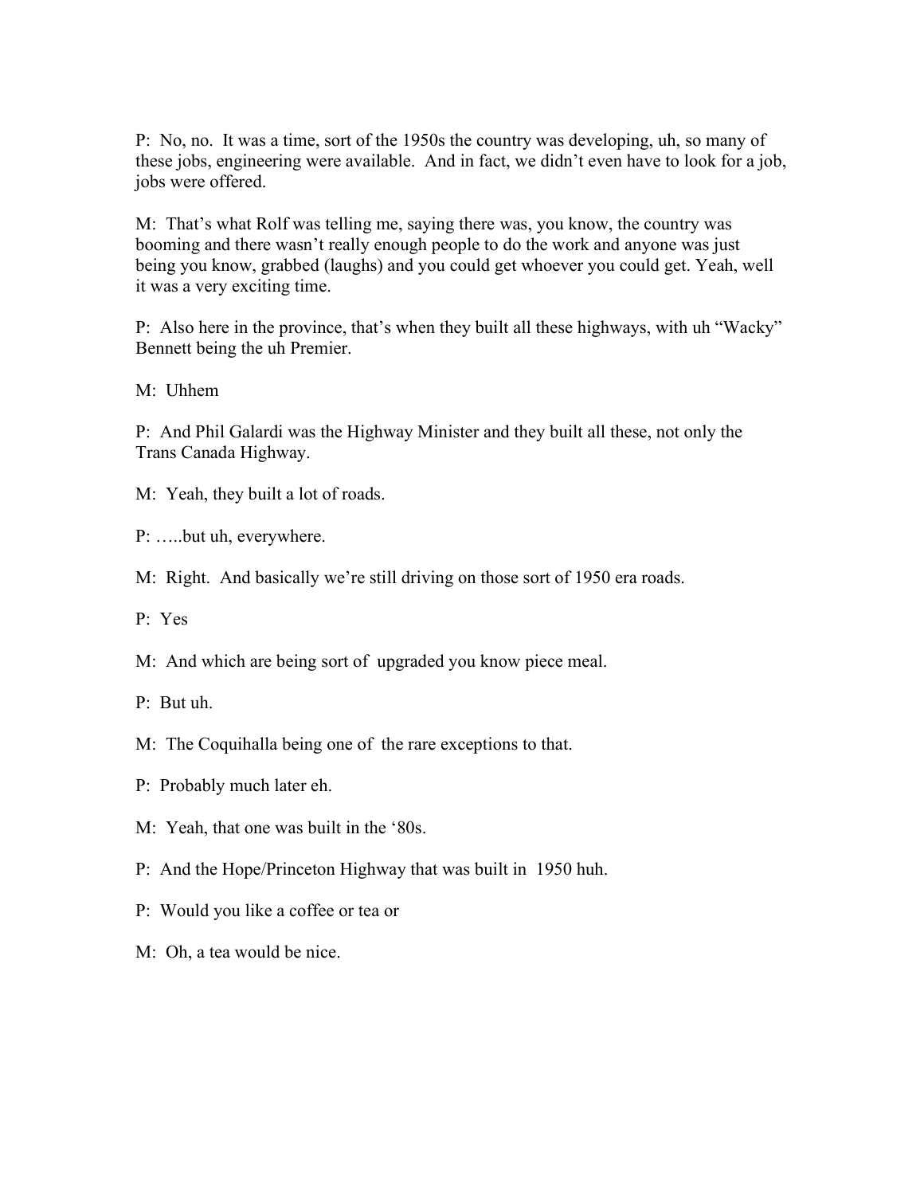P: No, no. It was a time, sort of the 1950s the country was developing, uh, so many of these jobs, engineering were available. And in fact, we didn't even have to look for a job, jobs were offered.

M: That's what Rolf was telling me, saying there was, you know, the country was booming and there wasn't really enough people to do the work and anyone was just being you know, grabbed (laughs) and you could get whoever you could get. Yeah, well it was a very exciting time.

P: Also here in the province, that's when they built all these highways, with uh "Wacky" Bennett being the uh Premier.

M: Uhhem

P: And Phil Galardi was the Highway Minister and they built all these, not only the Trans Canada Highway.

M: Yeah, they built a lot of roads.

P: …..but uh, everywhere.

M: Right. And basically we're still driving on those sort of 1950 era roads.

P: Yes

M: And which are being sort of upgraded you know piece meal.

P: But uh.

M: The Coquihalla being one of the rare exceptions to that.

P: Probably much later eh.

M: Yeah, that one was built in the '80s.

P: And the Hope/Princeton Highway that was built in 1950 huh.

P: Would you like a coffee or tea or

M: Oh, a tea would be nice.